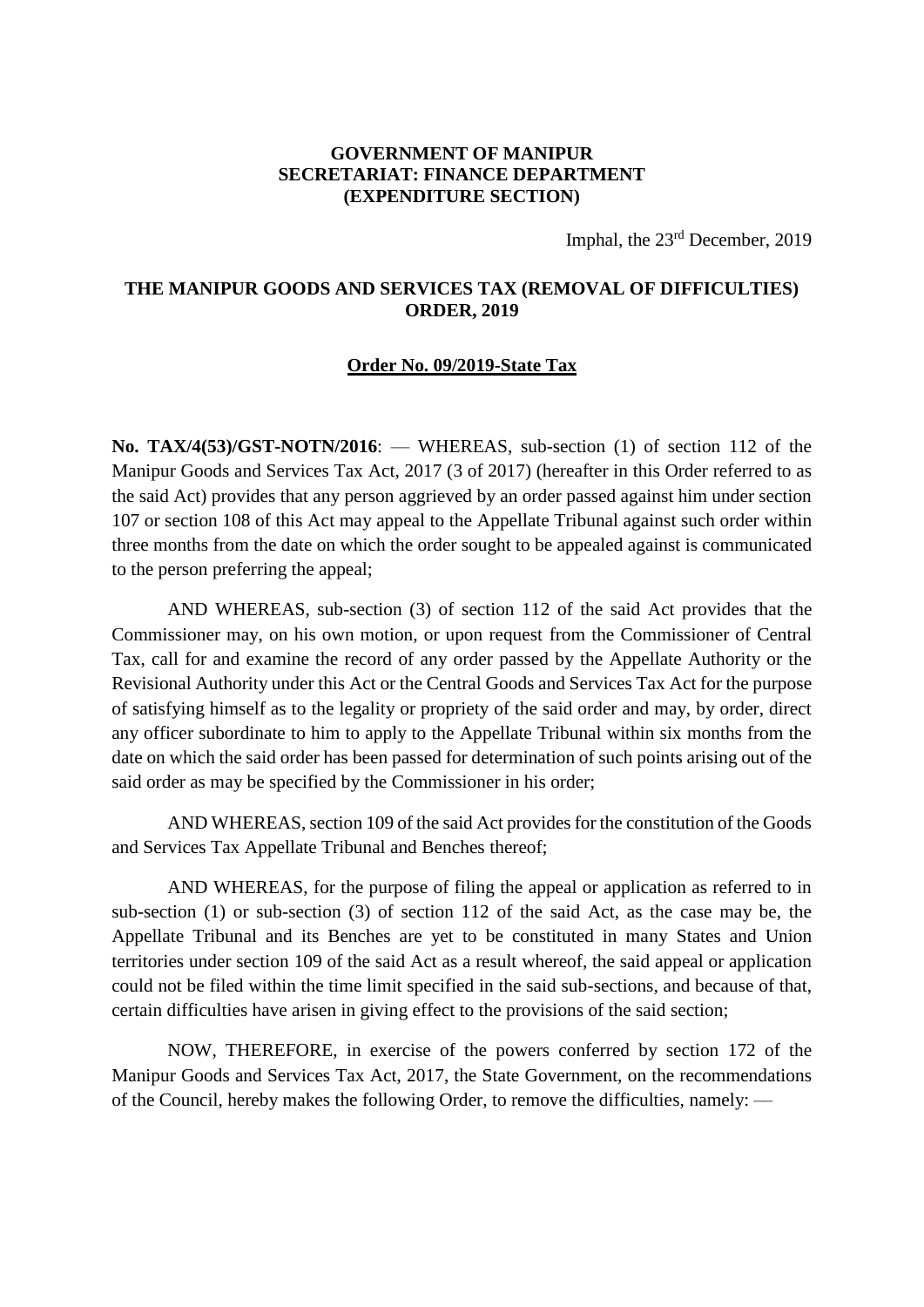**GOVERNMENT OF MANIPUR**
**SECRETARIAT: FINANCE DEPARTMENT**
**(EXPENDITURE SECTION)**

Imphal, the 23rd December, 2019

## THE MANIPUR GOODS AND SERVICES TAX (REMOVAL OF DIFFICULTIES) ORDER, 2019

**Order No. 09/2019-State Tax**

**No. TAX/4(53)/GST-NOTN/2016**: — WHEREAS, sub-section (1) of section 112 of the Manipur Goods and Services Tax Act, 2017 (3 of 2017) (hereafter in this Order referred to as the said Act) provides that any person aggrieved by an order passed against him under section 107 or section 108 of this Act may appeal to the Appellate Tribunal against such order within three months from the date on which the order sought to be appealed against is communicated to the person preferring the appeal;

AND WHEREAS, sub-section (3) of section 112 of the said Act provides that the Commissioner may, on his own motion, or upon request from the Commissioner of Central Tax, call for and examine the record of any order passed by the Appellate Authority or the Revisional Authority under this Act or the Central Goods and Services Tax Act for the purpose of satisfying himself as to the legality or propriety of the said order and may, by order, direct any officer subordinate to him to apply to the Appellate Tribunal within six months from the date on which the said order has been passed for determination of such points arising out of the said order as may be specified by the Commissioner in his order;

AND WHEREAS, section 109 of the said Act provides for the constitution of the Goods and Services Tax Appellate Tribunal and Benches thereof;

AND WHEREAS, for the purpose of filing the appeal or application as referred to in sub-section (1) or sub-section (3) of section 112 of the said Act, as the case may be, the Appellate Tribunal and its Benches are yet to be constituted in many States and Union territories under section 109 of the said Act as a result whereof, the said appeal or application could not be filed within the time limit specified in the said sub-sections, and because of that, certain difficulties have arisen in giving effect to the provisions of the said section;

NOW, THEREFORE, in exercise of the powers conferred by section 172 of the Manipur Goods and Services Tax Act, 2017, the State Government, on the recommendations of the Council, hereby makes the following Order, to remove the difficulties, namely: —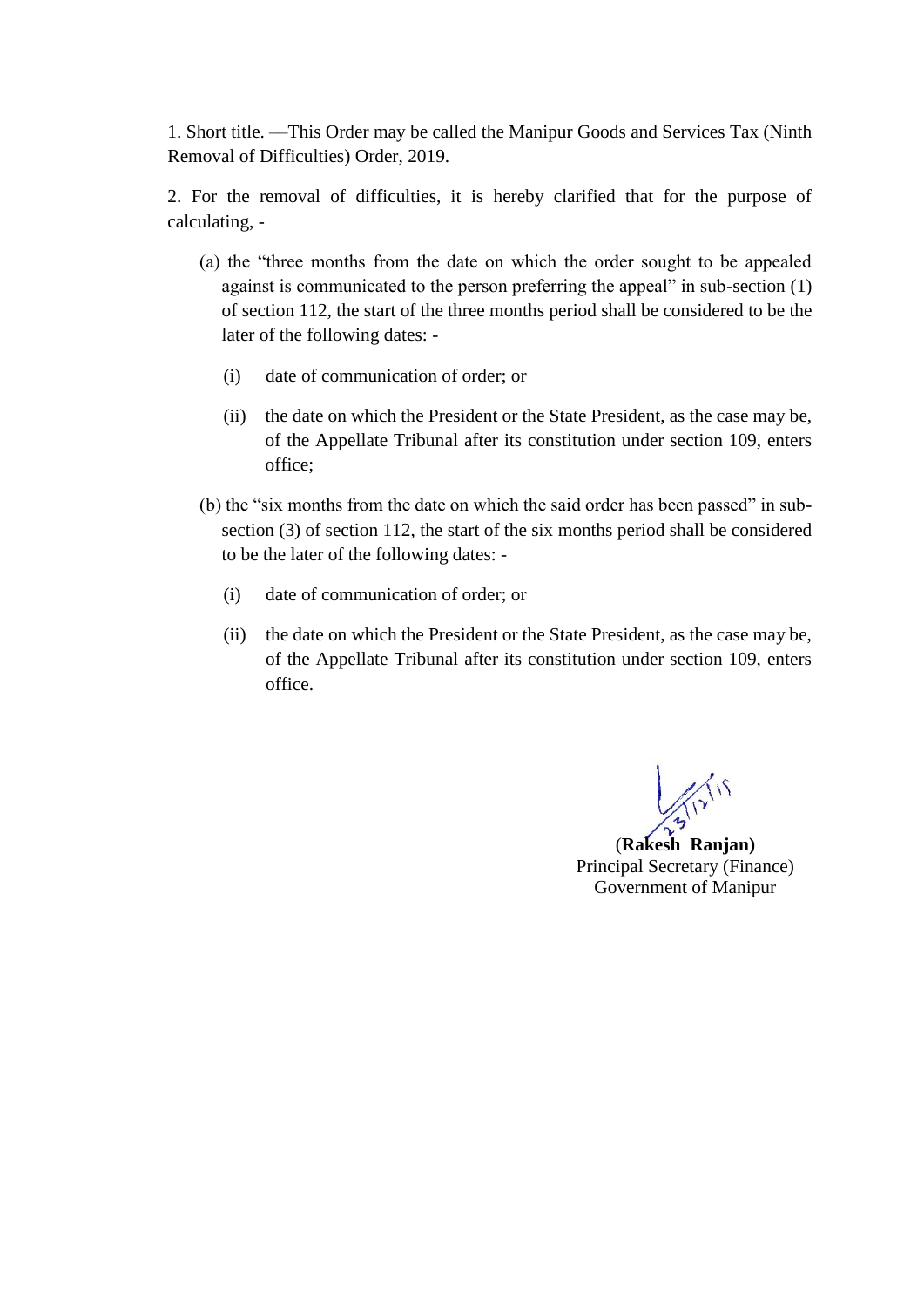1. Short title. —This Order may be called the Manipur Goods and Services Tax (Ninth Removal of Difficulties) Order, 2019.

2. For the removal of difficulties, it is hereby clarified that for the purpose of calculating, -

(a) the "three months from the date on which the order sought to be appealed against is communicated to the person preferring the appeal" in sub-section (1) of section 112, the start of the three months period shall be considered to be the later of the following dates: -

(i) date of communication of order; or

(ii) the date on which the President or the State President, as the case may be, of the Appellate Tribunal after its constitution under section 109, enters office;

(b) the "six months from the date on which the said order has been passed" in sub-section (3) of section 112, the start of the six months period shall be considered to be the later of the following dates: -

(i) date of communication of order; or

(ii) the date on which the President or the State President, as the case may be, of the Appellate Tribunal after its constitution under section 109, enters office.

23/12/19

(**Rakesh Ranjan)**
Principal Secretary (Finance)
Government of Manipur